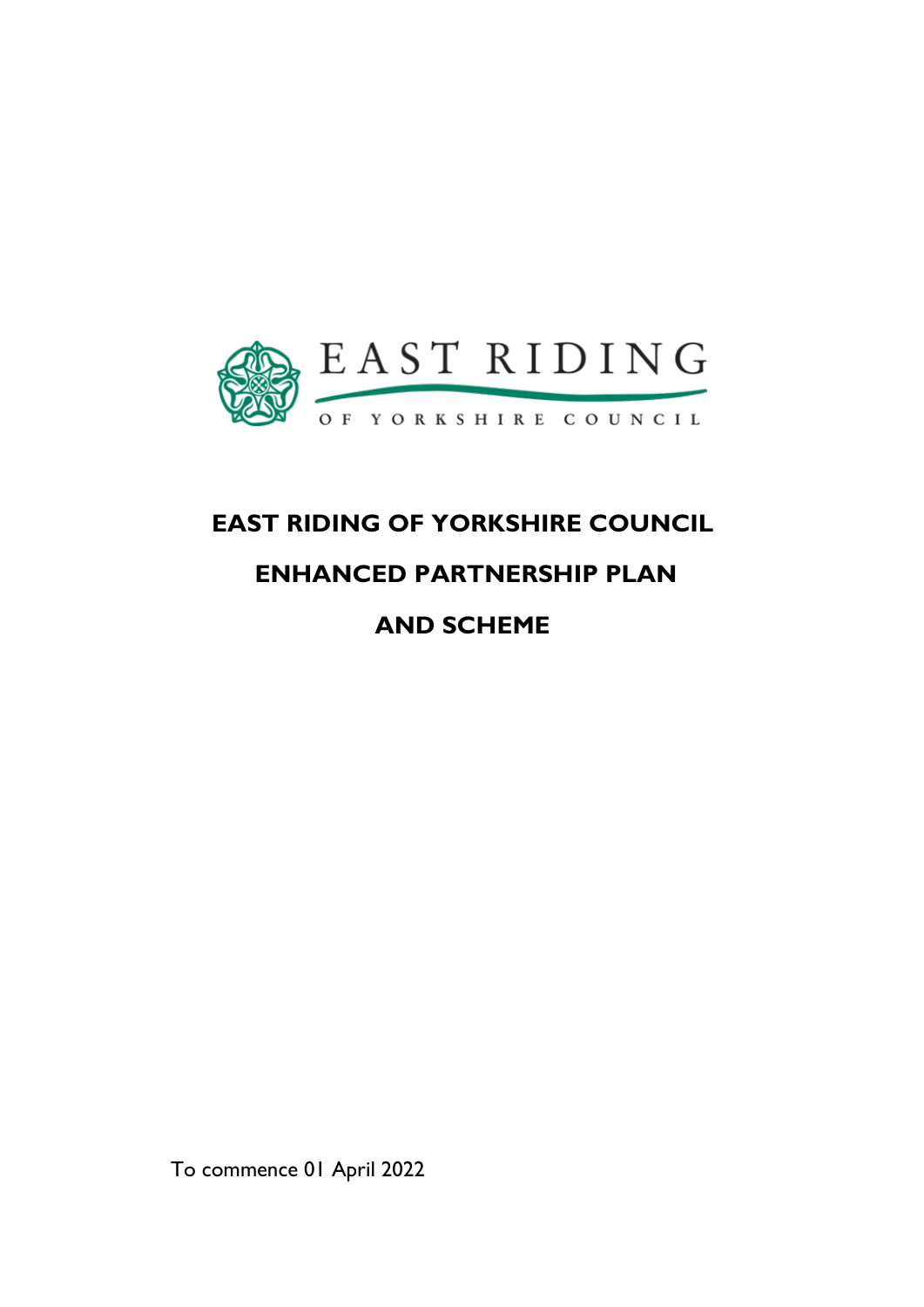# EAST RIDING OF YORKSHIRE COUNCIL

# ENHANCED PARTNERSHIP PLAN

# AND SCHEME

To commence 01 April 2022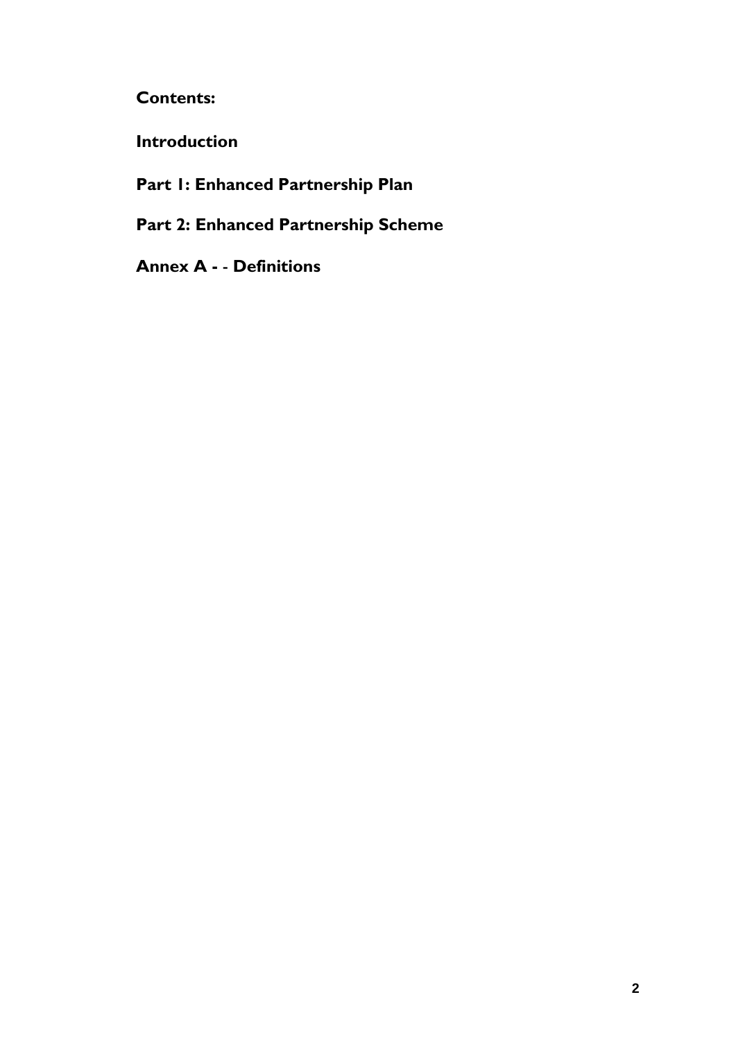**Contents:**

**Introduction**

**Part 1: Enhanced Partnership Plan**

**Part 2: Enhanced Partnership Scheme**

**Annex A - - Definitions**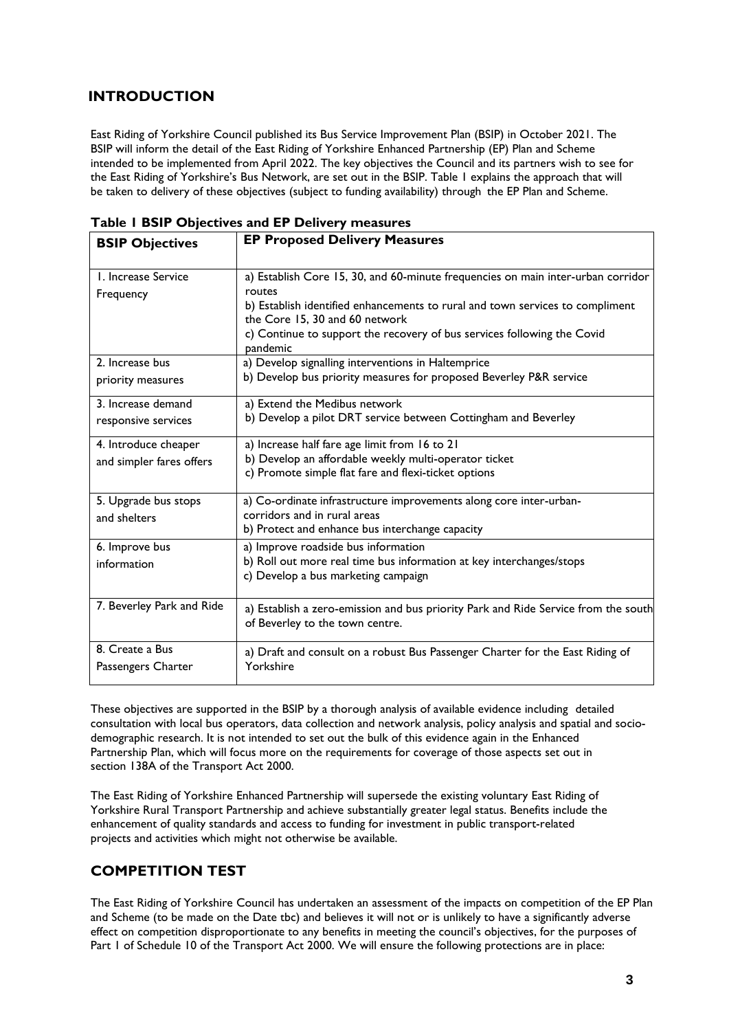## INTRODUCTION

East Riding of Yorkshire Council published its Bus Service Improvement Plan (BSIP) in October 2021. The BSIP will inform the detail of the East Riding of Yorkshire Enhanced Partnership (EP) Plan and Scheme intended to be implemented from April 2022. The key objectives the Council and its partners wish to see for the East Riding of Yorkshire's Bus Network, are set out in the BSIP. Table 1 explains the approach that will be taken to delivery of these objectives (subject to funding availability) through the EP Plan and Scheme.

**Table 1 BSIP Objectives and EP Delivery measures**

| BSIP Objectives | EP Proposed Delivery Measures |
|---|---|
| 1. Increase Service Frequency | a) Establish Core 15, 30, and 60-minute frequencies on main inter-urban corridor routes<br>b) Establish identified enhancements to rural and town services to compliment the Core 15, 30 and 60 network<br>c) Continue to support the recovery of bus services following the Covid pandemic |
| 2. Increase bus priority measures | a) Develop signalling interventions in Haltemprice<br>b) Develop bus priority measures for proposed Beverley P&R service |
| 3. Increase demand responsive services | a) Extend the Medibus network<br>b) Develop a pilot DRT service between Cottingham and Beverley |
| 4. Introduce cheaper and simpler fares offers | a) Increase half fare age limit from 16 to 21<br>b) Develop an affordable weekly multi-operator ticket<br>c) Promote simple flat fare and flexi-ticket options |
| 5. Upgrade bus stops and shelters | a) Co-ordinate infrastructure improvements along core inter-urban-corridors and in rural areas<br>b) Protect and enhance bus interchange capacity |
| 6. Improve bus information | a) Improve roadside bus information<br>b) Roll out more real time bus information at key interchanges/stops<br>c) Develop a bus marketing campaign |
| 7. Beverley Park and Ride | a) Establish a zero-emission and bus priority Park and Ride Service from the south of Beverley to the town centre. |
| 8. Create a Bus Passengers Charter | a) Draft and consult on a robust Bus Passenger Charter for the East Riding of Yorkshire |

These objectives are supported in the BSIP by a thorough analysis of available evidence including detailed consultation with local bus operators, data collection and network analysis, policy analysis and spatial and socio-demographic research. It is not intended to set out the bulk of this evidence again in the Enhanced Partnership Plan, which will focus more on the requirements for coverage of those aspects set out in section 138A of the Transport Act 2000.

The East Riding of Yorkshire Enhanced Partnership will supersede the existing voluntary East Riding of Yorkshire Rural Transport Partnership and achieve substantially greater legal status. Benefits include the enhancement of quality standards and access to funding for investment in public transport-related projects and activities which might not otherwise be available.

## COMPETITION TEST

The East Riding of Yorkshire Council has undertaken an assessment of the impacts on competition of the EP Plan and Scheme (to be made on the Date tbc) and believes it will not or is unlikely to have a significantly adverse effect on competition disproportionate to any benefits in meeting the council's objectives, for the purposes of Part 1 of Schedule 10 of the Transport Act 2000. We will ensure the following protections are in place: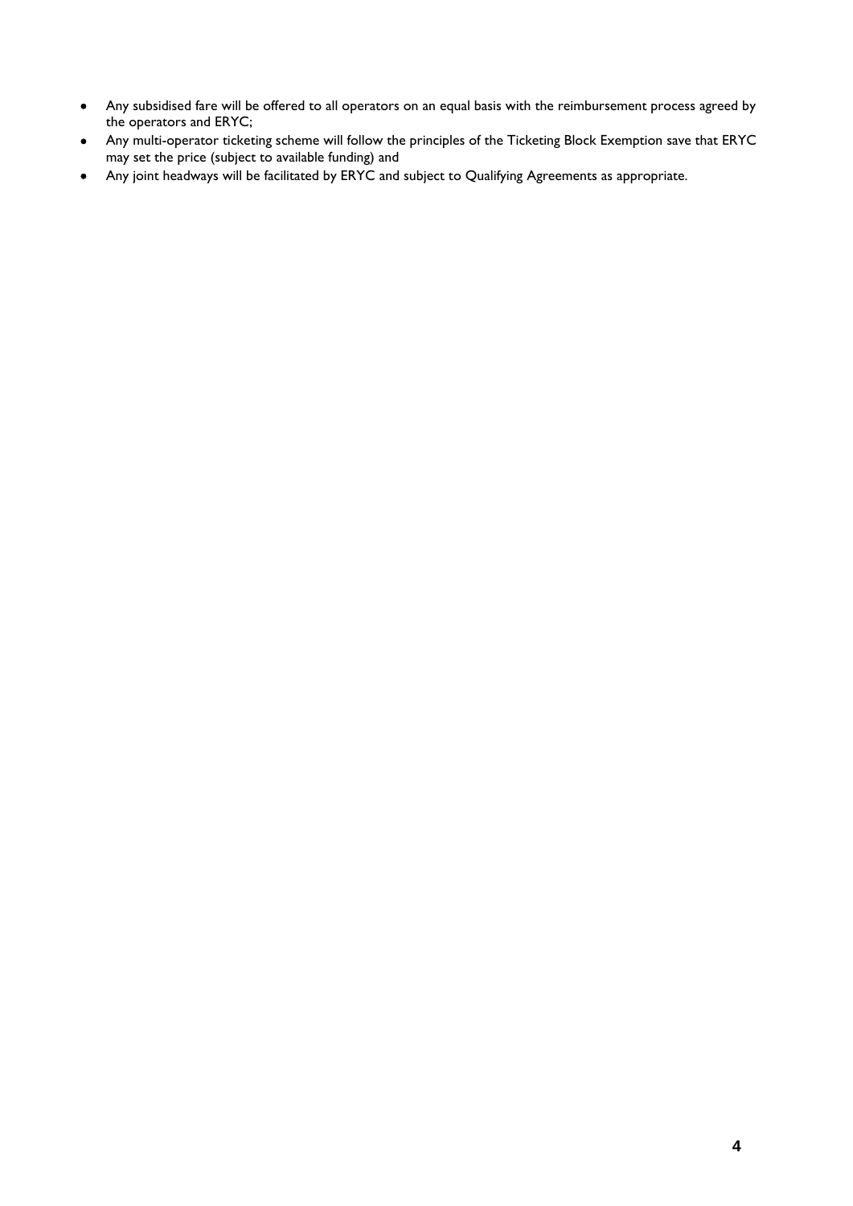- Any subsidised fare will be offered to all operators on an equal basis with the reimbursement process agreed by the operators and ERYC;
- Any multi-operator ticketing scheme will follow the principles of the Ticketing Block Exemption save that ERYC may set the price (subject to available funding) and
- Any joint headways will be facilitated by ERYC and subject to Qualifying Agreements as appropriate.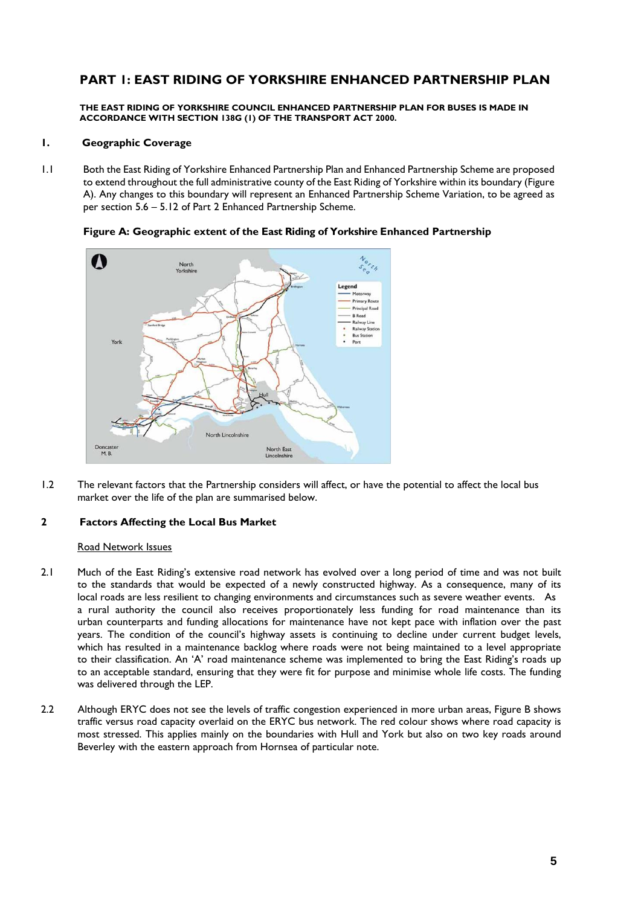## PART 1: EAST RIDING OF YORKSHIRE ENHANCED PARTNERSHIP PLAN

**THE EAST RIDING OF YORKSHIRE COUNCIL ENHANCED PARTNERSHIP PLAN FOR BUSES IS MADE IN ACCORDANCE WITH SECTION 138G (1) OF THE TRANSPORT ACT 2000.**

### 1. Geographic Coverage

1.1 Both the East Riding of Yorkshire Enhanced Partnership Plan and Enhanced Partnership Scheme are proposed to extend throughout the full administrative county of the East Riding of Yorkshire within its boundary (Figure A). Any changes to this boundary will represent an Enhanced Partnership Scheme Variation, to be agreed as per section 5.6 – 5.12 of Part 2 Enhanced Partnership Scheme.

**Figure A: Geographic extent of the East Riding of Yorkshire Enhanced Partnership**

1.2 The relevant factors that the Partnership considers will affect, or have the potential to affect the local bus market over the life of the plan are summarised below.

### 2 Factors Affecting the Local Bus Market

Road Network Issues

2.1 Much of the East Riding's extensive road network has evolved over a long period of time and was not built to the standards that would be expected of a newly constructed highway. As a consequence, many of its local roads are less resilient to changing environments and circumstances such as severe weather events. As a rural authority the council also receives proportionately less funding for road maintenance than its urban counterparts and funding allocations for maintenance have not kept pace with inflation over the past years. The condition of the council's highway assets is continuing to decline under current budget levels, which has resulted in a maintenance backlog where roads were not being maintained to a level appropriate to their classification. An 'A' road maintenance scheme was implemented to bring the East Riding's roads up to an acceptable standard, ensuring that they were fit for purpose and minimise whole life costs. The funding was delivered through the LEP.

2.2 Although ERYC does not see the levels of traffic congestion experienced in more urban areas, Figure B shows traffic versus road capacity overlaid on the ERYC bus network. The red colour shows where road capacity is most stressed. This applies mainly on the boundaries with Hull and York but also on two key roads around Beverley with the eastern approach from Hornsea of particular note.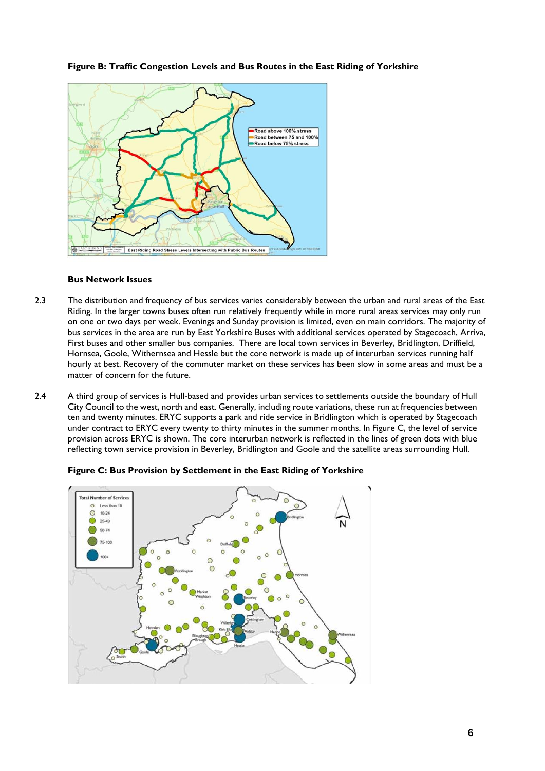**Figure B: Traffic Congestion Levels and Bus Routes in the East Riding of Yorkshire**

**Bus Network Issues**

2.3 The distribution and frequency of bus services varies considerably between the urban and rural areas of the East Riding. In the larger towns buses often run relatively frequently while in more rural areas services may only run on one or two days per week. Evenings and Sunday provision is limited, even on main corridors. The majority of bus services in the area are run by East Yorkshire Buses with additional services operated by Stagecoach, Arriva, First buses and other smaller bus companies. There are local town services in Beverley, Bridlington, Driffield, Hornsea, Goole, Withernsea and Hessle but the core network is made up of interurban services running half hourly at best. Recovery of the commuter market on these services has been slow in some areas and must be a matter of concern for the future.

2.4 A third group of services is Hull-based and provides urban services to settlements outside the boundary of Hull City Council to the west, north and east. Generally, including route variations, these run at frequencies between ten and twenty minutes. ERYC supports a park and ride service in Bridlington which is operated by Stagecoach under contract to ERYC every twenty to thirty minutes in the summer months. In Figure C, the level of service provision across ERYC is shown. The core interurban network is reflected in the lines of green dots with blue reflecting town service provision in Beverley, Bridlington and Goole and the satellite areas surrounding Hull.

**Figure C: Bus Provision by Settlement in the East Riding of Yorkshire**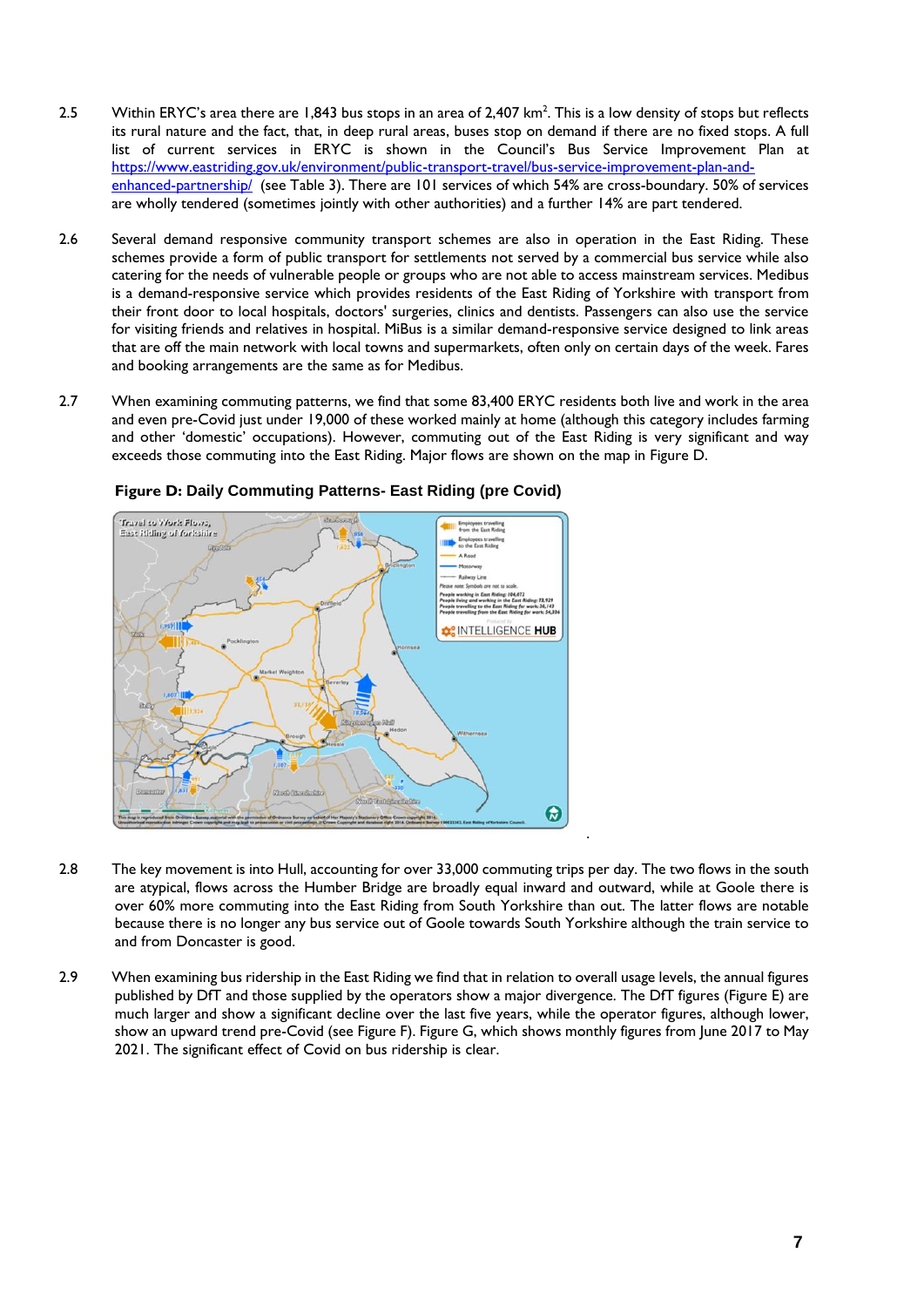2.5 Within ERYC's area there are 1,843 bus stops in an area of 2,407 km$^2$. This is a low density of stops but reflects its rural nature and the fact, that, in deep rural areas, buses stop on demand if there are no fixed stops. A full list of current services in ERYC is shown in the Council's Bus Service Improvement Plan at https://www.eastriding.gov.uk/environment/public-transport-travel/bus-service-improvement-plan-and-enhanced-partnership/ (see Table 3). There are 101 services of which 54% are cross-boundary. 50% of services are wholly tendered (sometimes jointly with other authorities) and a further 14% are part tendered.

2.6 Several demand responsive community transport schemes are also in operation in the East Riding. These schemes provide a form of public transport for settlements not served by a commercial bus service while also catering for the needs of vulnerable people or groups who are not able to access mainstream services. Medibus is a demand-responsive service which provides residents of the East Riding of Yorkshire with transport from their front door to local hospitals, doctors' surgeries, clinics and dentists. Passengers can also use the service for visiting friends and relatives in hospital. MiBus is a similar demand-responsive service designed to link areas that are off the main network with local towns and supermarkets, often only on certain days of the week. Fares and booking arrangements are the same as for Medibus.

2.7 When examining commuting patterns, we find that some 83,400 ERYC residents both live and work in the area and even pre-Covid just under 19,000 of these worked mainly at home (although this category includes farming and other 'domestic' occupations). However, commuting out of the East Riding is very significant and way exceeds those commuting into the East Riding. Major flows are shown on the map in Figure D.

**Figure D: Daily Commuting Patterns- East Riding (pre Covid)**

2.8 The key movement is into Hull, accounting for over 33,000 commuting trips per day. The two flows in the south are atypical, flows across the Humber Bridge are broadly equal inward and outward, while at Goole there is over 60% more commuting into the East Riding from South Yorkshire than out. The latter flows are notable because there is no longer any bus service out of Goole towards South Yorkshire although the train service to and from Doncaster is good.

2.9 When examining bus ridership in the East Riding we find that in relation to overall usage levels, the annual figures published by DfT and those supplied by the operators show a major divergence. The DfT figures (Figure E) are much larger and show a significant decline over the last five years, while the operator figures, although lower, show an upward trend pre-Covid (see Figure F). Figure G, which shows monthly figures from June 2017 to May 2021. The significant effect of Covid on bus ridership is clear.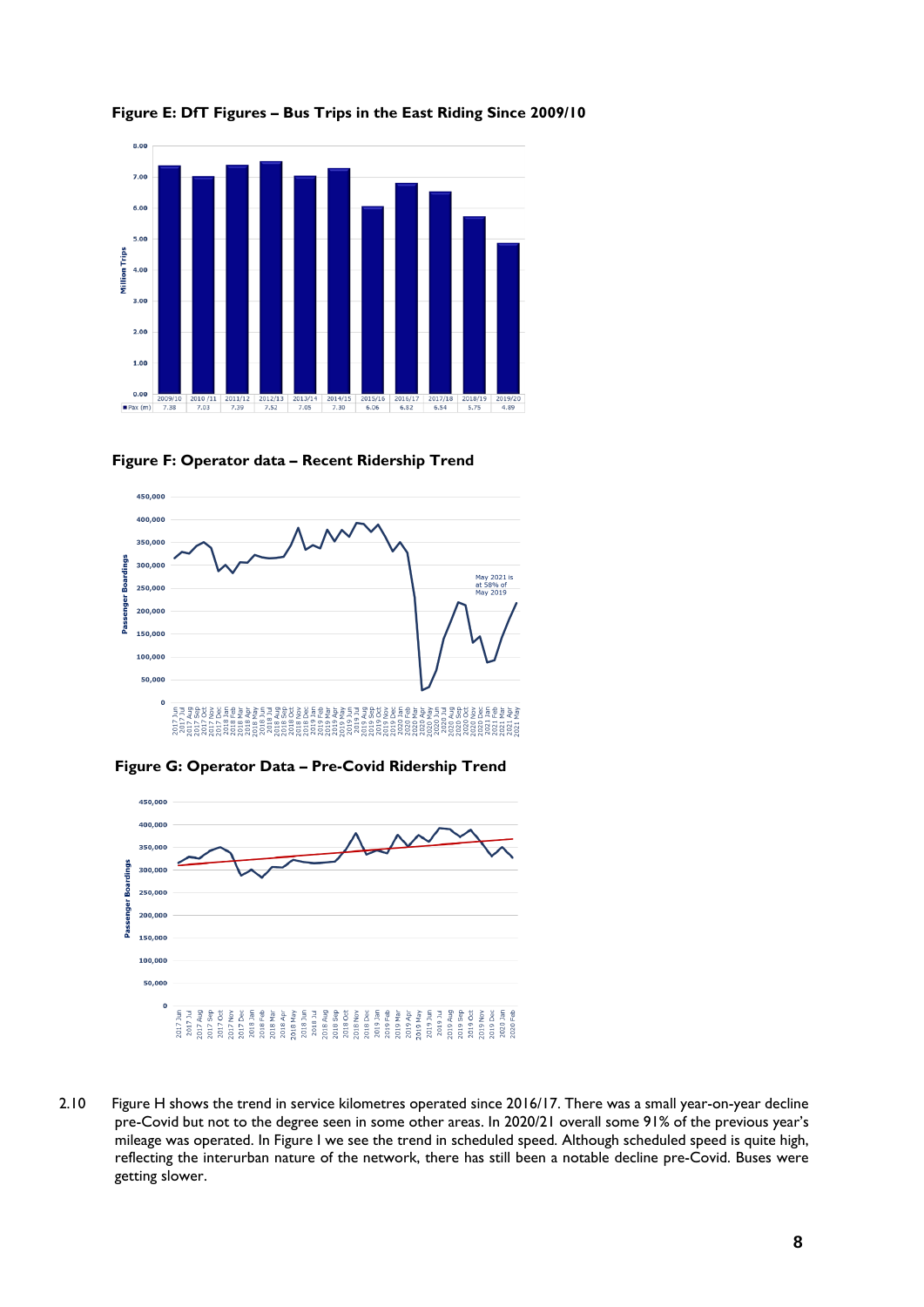**Figure E: DfT Figures – Bus Trips in the East Riding Since 2009/10**

| | 2009/10 | 2010 /11 | 2011/12 | 2012/13 | 2013/14 | 2014/15 | 2015/16 | 2016/17 | 2017/18 | 2018/19 | 2019/20 |
|---|---|---|---|---|---|---|---|---|---|---|---|
| Pax (m) | 7.38 | 7.03 | 7.39 | 7.52 | 7.05 | 7.30 | 6.06 | 6.82 | 6.54 | 5.75 | 4.89 |

**Figure F: Operator data – Recent Ridership Trend**

May 2021 is at 58% of May 2019

**Figure G: Operator Data – Pre-Covid Ridership Trend**

2.10 Figure H shows the trend in service kilometres operated since 2016/17. There was a small year-on-year decline pre-Covid but not to the degree seen in some other areas. In 2020/21 overall some 91% of the previous year's mileage was operated. In Figure I we see the trend in scheduled speed. Although scheduled speed is quite high, reflecting the interurban nature of the network, there has still been a notable decline pre-Covid. Buses were getting slower.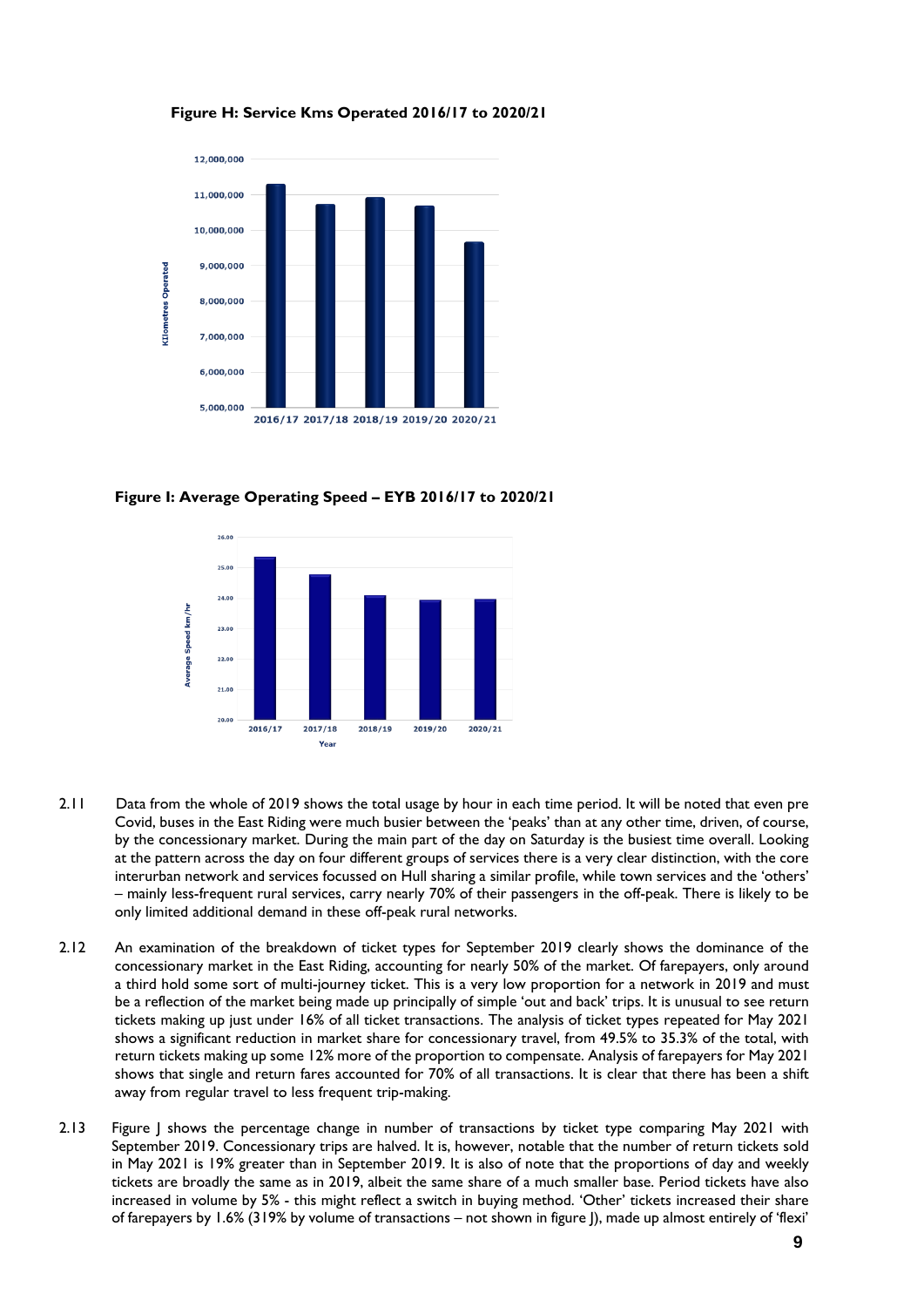**Figure H: Service Kms Operated 2016/17 to 2020/21**

**Figure I: Average Operating Speed – EYB 2016/17 to 2020/21**

2.11 Data from the whole of 2019 shows the total usage by hour in each time period. It will be noted that even pre Covid, buses in the East Riding were much busier between the 'peaks' than at any other time, driven, of course, by the concessionary market. During the main part of the day on Saturday is the busiest time overall. Looking at the pattern across the day on four different groups of services there is a very clear distinction, with the core interurban network and services focussed on Hull sharing a similar profile, while town services and the 'others' – mainly less-frequent rural services, carry nearly 70% of their passengers in the off-peak. There is likely to be only limited additional demand in these off-peak rural networks.

2.12 An examination of the breakdown of ticket types for September 2019 clearly shows the dominance of the concessionary market in the East Riding, accounting for nearly 50% of the market. Of farepayers, only around a third hold some sort of multi-journey ticket. This is a very low proportion for a network in 2019 and must be a reflection of the market being made up principally of simple 'out and back' trips. It is unusual to see return tickets making up just under 16% of all ticket transactions. The analysis of ticket types repeated for May 2021 shows a significant reduction in market share for concessionary travel, from 49.5% to 35.3% of the total, with return tickets making up some 12% more of the proportion to compensate. Analysis of farepayers for May 2021 shows that single and return fares accounted for 70% of all transactions. It is clear that there has been a shift away from regular travel to less frequent trip-making.

2.13 Figure J shows the percentage change in number of transactions by ticket type comparing May 2021 with September 2019. Concessionary trips are halved. It is, however, notable that the number of return tickets sold in May 2021 is 19% greater than in September 2019. It is also of note that the proportions of day and weekly tickets are broadly the same as in 2019, albeit the same share of a much smaller base. Period tickets have also increased in volume by 5% - this might reflect a switch in buying method. 'Other' tickets increased their share of farepayers by 1.6% (319% by volume of transactions – not shown in figure J), made up almost entirely of 'flexi'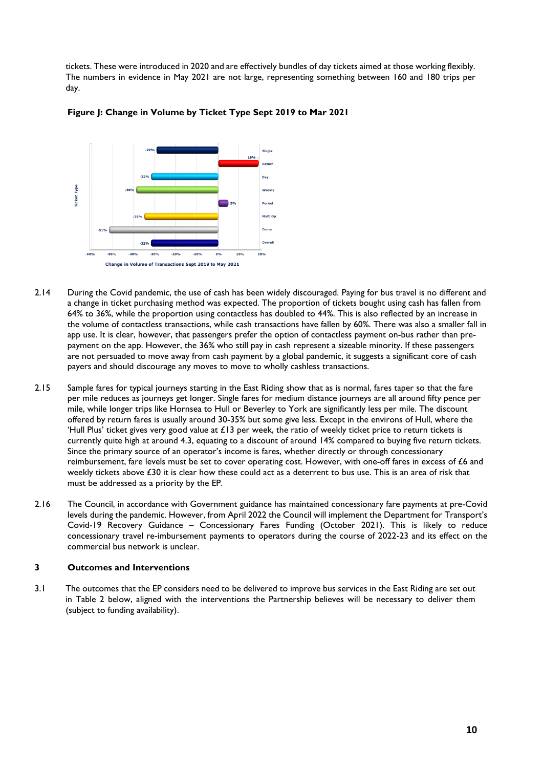tickets. These were introduced in 2020 and are effectively bundles of day tickets aimed at those working flexibly. The numbers in evidence in May 2021 are not large, representing something between 160 and 180 trips per day.

**Figure J: Change in Volume by Ticket Type Sept 2019 to Mar 2021**

| Ticket Type | Change in Volume of Transactions Sept 2019 to May 2021 |
|---|---|
| Single | -29% |
| Return | 19% |
| Day | -32% |
| Weekly | -39% |
| Period | 5% |
| Multi Op | -35% |
| Conce | -51% |
| Overall | -32% |

2.14 During the Covid pandemic, the use of cash has been widely discouraged. Paying for bus travel is no different and a change in ticket purchasing method was expected. The proportion of tickets bought using cash has fallen from 64% to 36%, while the proportion using contactless has doubled to 44%. This is also reflected by an increase in the volume of contactless transactions, while cash transactions have fallen by 60%. There was also a smaller fall in app use. It is clear, however, that passengers prefer the option of contactless payment on-bus rather than pre-payment on the app. However, the 36% who still pay in cash represent a sizeable minority. If these passengers are not persuaded to move away from cash payment by a global pandemic, it suggests a significant core of cash payers and should discourage any moves to move to wholly cashless transactions.

2.15 Sample fares for typical journeys starting in the East Riding show that as is normal, fares taper so that the fare per mile reduces as journeys get longer. Single fares for medium distance journeys are all around fifty pence per mile, while longer trips like Hornsea to Hull or Beverley to York are significantly less per mile. The discount offered by return fares is usually around 30-35% but some give less. Except in the environs of Hull, where the 'Hull Plus' ticket gives very good value at £13 per week, the ratio of weekly ticket price to return tickets is currently quite high at around 4.3, equating to a discount of around 14% compared to buying five return tickets. Since the primary source of an operator's income is fares, whether directly or through concessionary reimbursement, fare levels must be set to cover operating cost. However, with one-off fares in excess of £6 and weekly tickets above £30 it is clear how these could act as a deterrent to bus use. This is an area of risk that must be addressed as a priority by the EP.

2.16 The Council, in accordance with Government guidance has maintained concessionary fare payments at pre-Covid levels during the pandemic. However, from April 2022 the Council will implement the Department for Transport's Covid-19 Recovery Guidance – Concessionary Fares Funding (October 2021). This is likely to reduce concessionary travel re-imbursement payments to operators during the course of 2022-23 and its effect on the commercial bus network is unclear.

## 3 Outcomes and Interventions

3.1 The outcomes that the EP considers need to be delivered to improve bus services in the East Riding are set out in Table 2 below, aligned with the interventions the Partnership believes will be necessary to deliver them (subject to funding availability).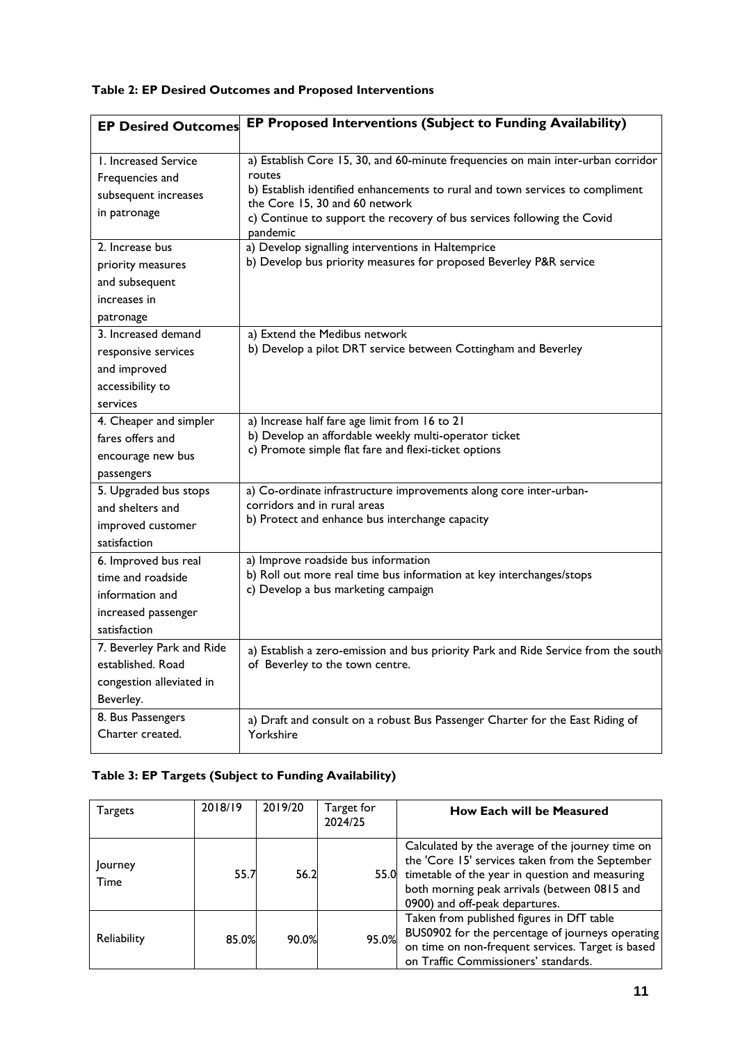**Table 2: EP Desired Outcomes and Proposed Interventions**

| EP Desired Outcomes | EP Proposed Interventions (Subject to Funding Availability) |
|---|---|
| 1. Increased Service Frequencies and subsequent increases in patronage | a) Establish Core 15, 30, and 60-minute frequencies on main inter-urban corridor routes<br>b) Establish identified enhancements to rural and town services to compliment the Core 15, 30 and 60 network<br>c) Continue to support the recovery of bus services following the Covid pandemic |
| 2. Increase bus priority measures and subsequent increases in patronage | a) Develop signalling interventions in Haltemprice<br>b) Develop bus priority measures for proposed Beverley P&R service |
| 3. Increased demand responsive services and improved accessibility to services | a) Extend the Medibus network<br>b) Develop a pilot DRT service between Cottingham and Beverley |
| 4. Cheaper and simpler fares offers and encourage new bus passengers | a) Increase half fare age limit from 16 to 21<br>b) Develop an affordable weekly multi-operator ticket<br>c) Promote simple flat fare and flexi-ticket options |
| 5. Upgraded bus stops and shelters and improved customer satisfaction | a) Co-ordinate infrastructure improvements along core inter-urban-corridors and in rural areas<br>b) Protect and enhance bus interchange capacity |
| 6. Improved bus real time and roadside information and increased passenger satisfaction | a) Improve roadside bus information<br>b) Roll out more real time bus information at key interchanges/stops<br>c) Develop a bus marketing campaign |
| 7. Beverley Park and Ride established. Road congestion alleviated in Beverley. | a) Establish a zero-emission and bus priority Park and Ride Service from the south of Beverley to the town centre. |
| 8. Bus Passengers Charter created. | a) Draft and consult on a robust Bus Passenger Charter for the East Riding of Yorkshire |

**Table 3: EP Targets (Subject to Funding Availability)**

| Targets | 2018/19 | 2019/20 | Target for 2024/25 | How Each will be Measured |
|---|---|---|---|---|
| Journey Time | 55.7 | 56.2 | 55.0 | Calculated by the average of the journey time on the 'Core 15' services taken from the September timetable of the year in question and measuring both morning peak arrivals (between 0815 and 0900) and off-peak departures. |
| Reliability | 85.0% | 90.0% | 95.0% | Taken from published figures in DfT table BUS0902 for the percentage of journeys operating on time on non-frequent services. Target is based on Traffic Commissioners' standards. |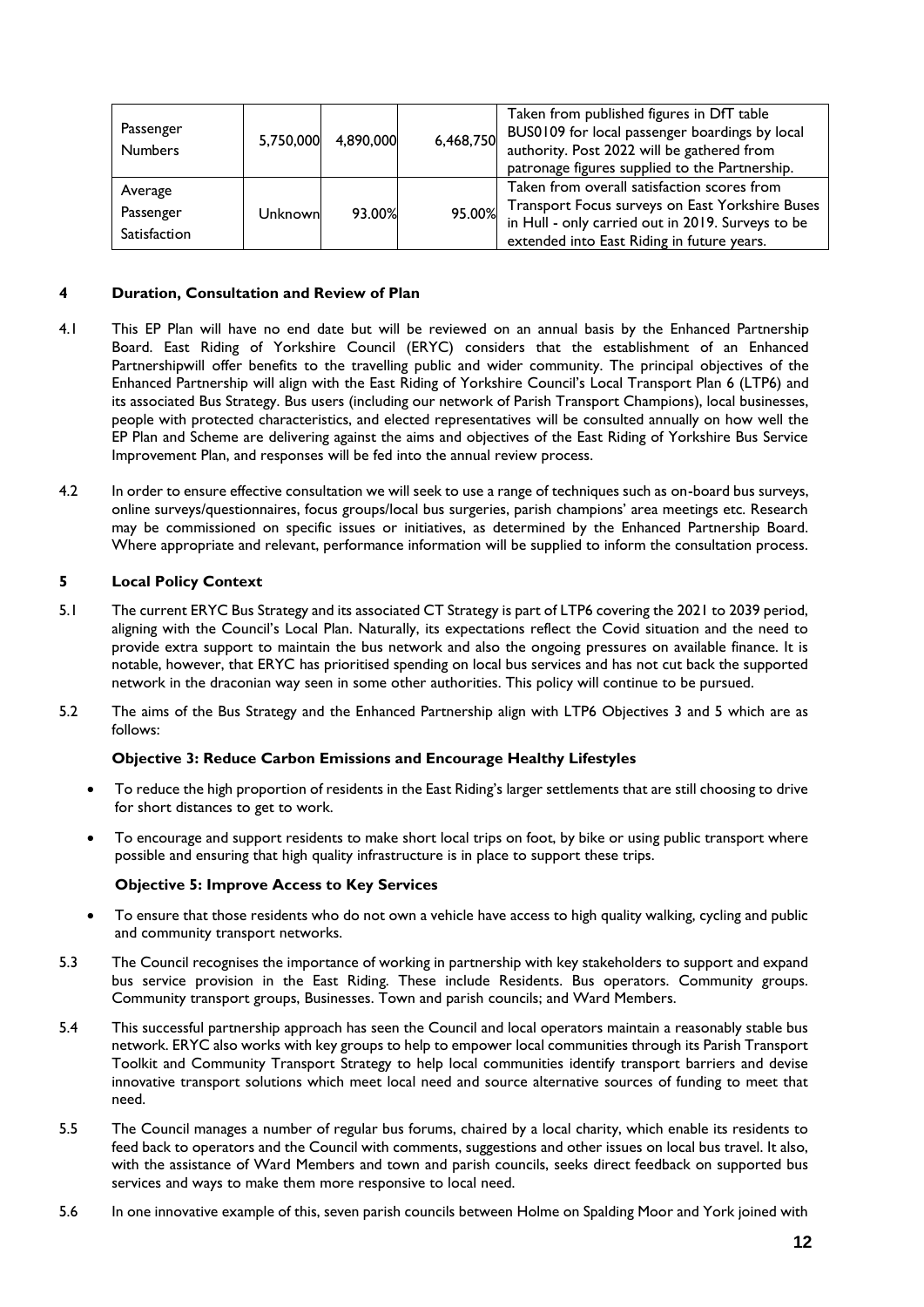| Passenger Numbers | 5,750,000 | 4,890,000 | 6,468,750 | Taken from published figures in DfT table BUS0109 for local passenger boardings by local authority. Post 2022 will be gathered from patronage figures supplied to the Partnership. |
|---|---|---|---|---|
| Average Passenger Satisfaction | Unknown | 93.00% | 95.00% | Taken from overall satisfaction scores from Transport Focus surveys on East Yorkshire Buses in Hull - only carried out in 2019. Surveys to be extended into East Riding in future years. |

## 4 Duration, Consultation and Review of Plan

4.1 This EP Plan will have no end date but will be reviewed on an annual basis by the Enhanced Partnership Board. East Riding of Yorkshire Council (ERYC) considers that the establishment of an Enhanced Partnershipwill offer benefits to the travelling public and wider community. The principal objectives of the Enhanced Partnership will align with the East Riding of Yorkshire Council's Local Transport Plan 6 (LTP6) and its associated Bus Strategy. Bus users (including our network of Parish Transport Champions), local businesses, people with protected characteristics, and elected representatives will be consulted annually on how well the EP Plan and Scheme are delivering against the aims and objectives of the East Riding of Yorkshire Bus Service Improvement Plan, and responses will be fed into the annual review process.

4.2 In order to ensure effective consultation we will seek to use a range of techniques such as on-board bus surveys, online surveys/questionnaires, focus groups/local bus surgeries, parish champions' area meetings etc. Research may be commissioned on specific issues or initiatives, as determined by the Enhanced Partnership Board. Where appropriate and relevant, performance information will be supplied to inform the consultation process.

## 5 Local Policy Context

5.1 The current ERYC Bus Strategy and its associated CT Strategy is part of LTP6 covering the 2021 to 2039 period, aligning with the Council's Local Plan. Naturally, its expectations reflect the Covid situation and the need to provide extra support to maintain the bus network and also the ongoing pressures on available finance. It is notable, however, that ERYC has prioritised spending on local bus services and has not cut back the supported network in the draconian way seen in some other authorities. This policy will continue to be pursued.

5.2 The aims of the Bus Strategy and the Enhanced Partnership align with LTP6 Objectives 3 and 5 which are as follows:

**Objective 3: Reduce Carbon Emissions and Encourage Healthy Lifestyles**

- To reduce the high proportion of residents in the East Riding's larger settlements that are still choosing to drive for short distances to get to work.
- To encourage and support residents to make short local trips on foot, by bike or using public transport where possible and ensuring that high quality infrastructure is in place to support these trips.

**Objective 5: Improve Access to Key Services**

- To ensure that those residents who do not own a vehicle have access to high quality walking, cycling and public and community transport networks.

5.3 The Council recognises the importance of working in partnership with key stakeholders to support and expand bus service provision in the East Riding. These include Residents. Bus operators. Community groups. Community transport groups, Businesses. Town and parish councils; and Ward Members.

5.4 This successful partnership approach has seen the Council and local operators maintain a reasonably stable bus network. ERYC also works with key groups to help to empower local communities through its Parish Transport Toolkit and Community Transport Strategy to help local communities identify transport barriers and devise innovative transport solutions which meet local need and source alternative sources of funding to meet that need.

5.5 The Council manages a number of regular bus forums, chaired by a local charity, which enable its residents to feed back to operators and the Council with comments, suggestions and other issues on local bus travel. It also, with the assistance of Ward Members and town and parish councils, seeks direct feedback on supported bus services and ways to make them more responsive to local need.

5.6 In one innovative example of this, seven parish councils between Holme on Spalding Moor and York joined with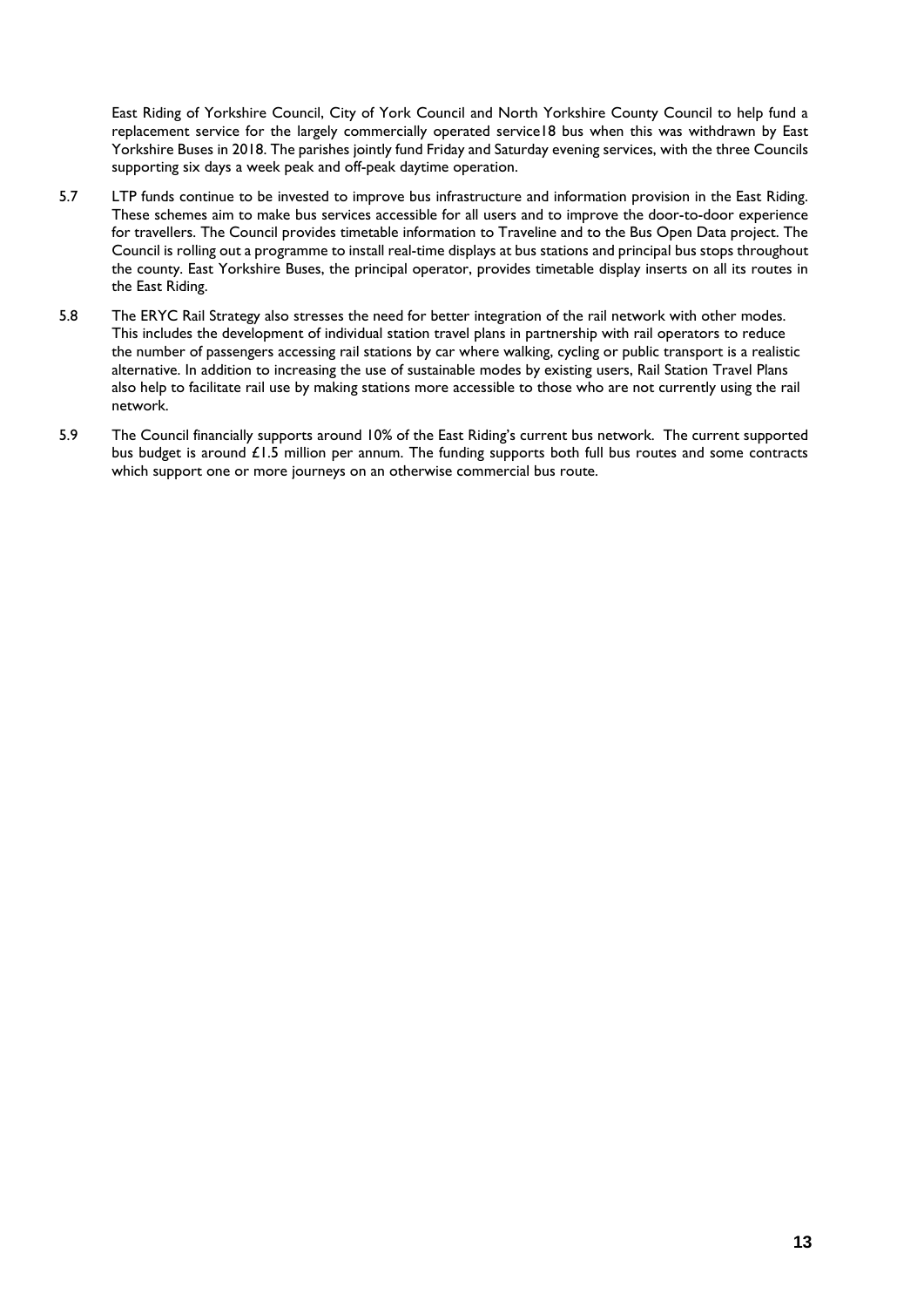East Riding of Yorkshire Council, City of York Council and North Yorkshire County Council to help fund a replacement service for the largely commercially operated service18 bus when this was withdrawn by East Yorkshire Buses in 2018. The parishes jointly fund Friday and Saturday evening services, with the three Councils supporting six days a week peak and off-peak daytime operation.

5.7 LTP funds continue to be invested to improve bus infrastructure and information provision in the East Riding. These schemes aim to make bus services accessible for all users and to improve the door-to-door experience for travellers. The Council provides timetable information to Traveline and to the Bus Open Data project. The Council is rolling out a programme to install real-time displays at bus stations and principal bus stops throughout the county. East Yorkshire Buses, the principal operator, provides timetable display inserts on all its routes in the East Riding.

5.8 The ERYC Rail Strategy also stresses the need for better integration of the rail network with other modes. This includes the development of individual station travel plans in partnership with rail operators to reduce the number of passengers accessing rail stations by car where walking, cycling or public transport is a realistic alternative. In addition to increasing the use of sustainable modes by existing users, Rail Station Travel Plans also help to facilitate rail use by making stations more accessible to those who are not currently using the rail network.

5.9 The Council financially supports around 10% of the East Riding's current bus network. The current supported bus budget is around £1.5 million per annum. The funding supports both full bus routes and some contracts which support one or more journeys on an otherwise commercial bus route.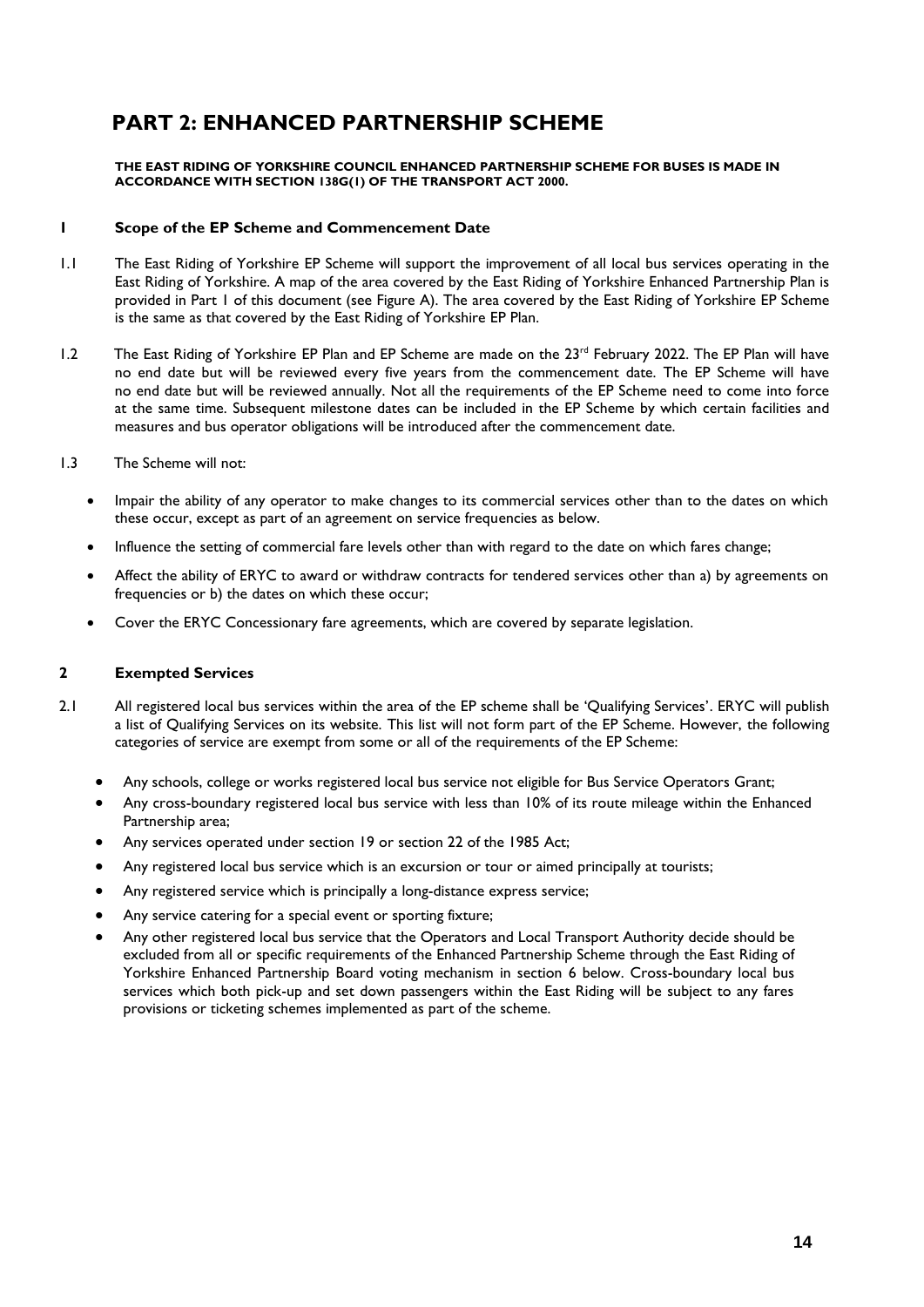# PART 2: ENHANCED PARTNERSHIP SCHEME

**THE EAST RIDING OF YORKSHIRE COUNCIL ENHANCED PARTNERSHIP SCHEME FOR BUSES IS MADE IN ACCORDANCE WITH SECTION 138G(1) OF THE TRANSPORT ACT 2000.**

## 1 Scope of the EP Scheme and Commencement Date

1.1 The East Riding of Yorkshire EP Scheme will support the improvement of all local bus services operating in the East Riding of Yorkshire. A map of the area covered by the East Riding of Yorkshire Enhanced Partnership Plan is provided in Part 1 of this document (see Figure A). The area covered by the East Riding of Yorkshire EP Scheme is the same as that covered by the East Riding of Yorkshire EP Plan.

1.2 The East Riding of Yorkshire EP Plan and EP Scheme are made on the 23rd February 2022. The EP Plan will have no end date but will be reviewed every five years from the commencement date. The EP Scheme will have no end date but will be reviewed annually. Not all the requirements of the EP Scheme need to come into force at the same time. Subsequent milestone dates can be included in the EP Scheme by which certain facilities and measures and bus operator obligations will be introduced after the commencement date.

1.3 The Scheme will not:

- Impair the ability of any operator to make changes to its commercial services other than to the dates on which these occur, except as part of an agreement on service frequencies as below.
- Influence the setting of commercial fare levels other than with regard to the date on which fares change;
- Affect the ability of ERYC to award or withdraw contracts for tendered services other than a) by agreements on frequencies or b) the dates on which these occur;
- Cover the ERYC Concessionary fare agreements, which are covered by separate legislation.

## 2 Exempted Services

2.1 All registered local bus services within the area of the EP scheme shall be 'Qualifying Services'. ERYC will publish a list of Qualifying Services on its website. This list will not form part of the EP Scheme. However, the following categories of service are exempt from some or all of the requirements of the EP Scheme:

- Any schools, college or works registered local bus service not eligible for Bus Service Operators Grant;
- Any cross-boundary registered local bus service with less than 10% of its route mileage within the Enhanced Partnership area;
- Any services operated under section 19 or section 22 of the 1985 Act;
- Any registered local bus service which is an excursion or tour or aimed principally at tourists;
- Any registered service which is principally a long-distance express service;
- Any service catering for a special event or sporting fixture;
- Any other registered local bus service that the Operators and Local Transport Authority decide should be excluded from all or specific requirements of the Enhanced Partnership Scheme through the East Riding of Yorkshire Enhanced Partnership Board voting mechanism in section 6 below. Cross-boundary local bus services which both pick-up and set down passengers within the East Riding will be subject to any fares provisions or ticketing schemes implemented as part of the scheme.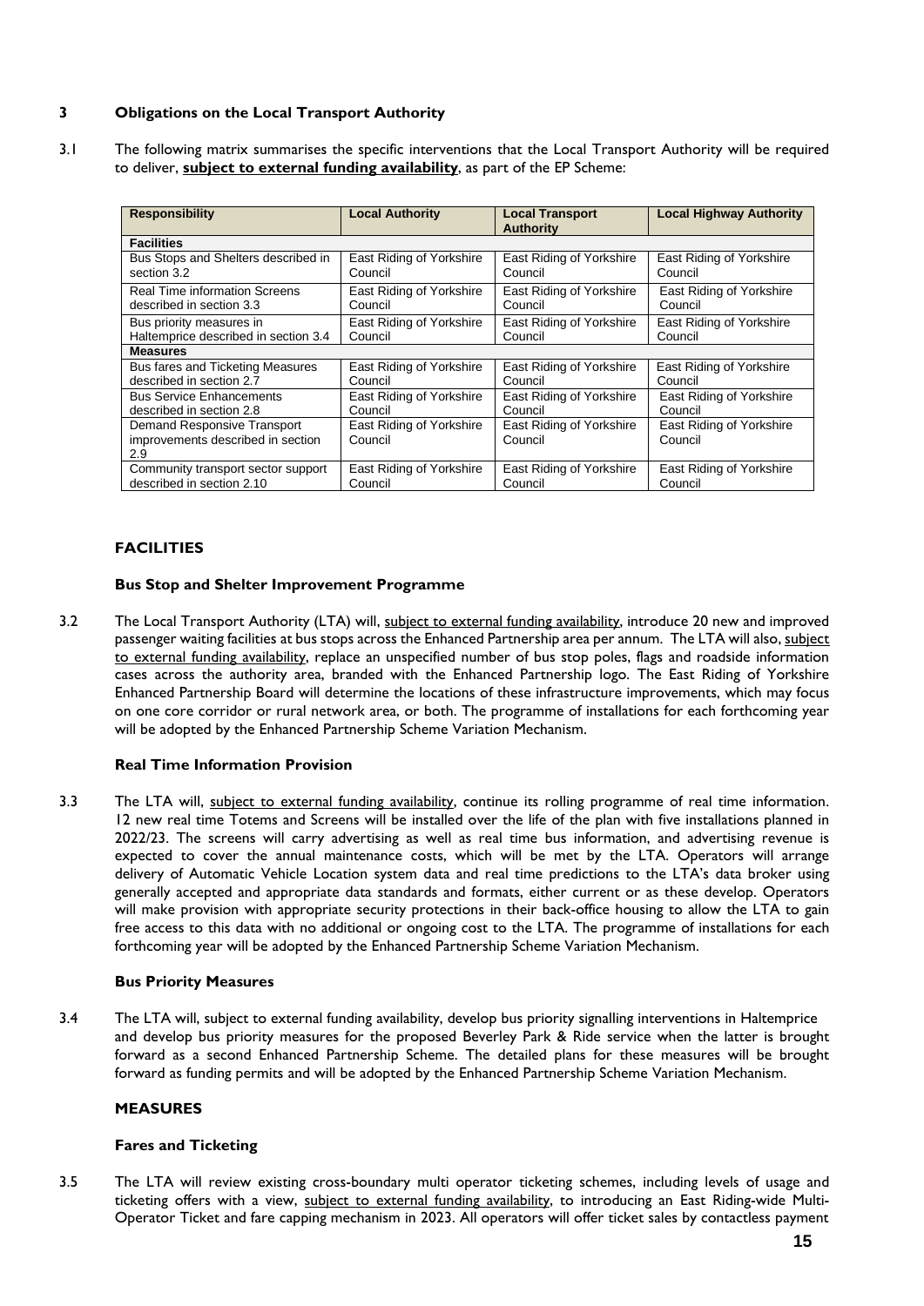## 3 Obligations on the Local Transport Authority

3.1 The following matrix summarises the specific interventions that the Local Transport Authority will be required to deliver, **subject to external funding availability**, as part of the EP Scheme:

| Responsibility | Local Authority | Local Transport Authority | Local Highway Authority |
|---|---|---|---|
| **Facilities** | | | |
| Bus Stops and Shelters described in section 3.2 | East Riding of Yorkshire Council | East Riding of Yorkshire Council | East Riding of Yorkshire Council |
| Real Time information Screens described in section 3.3 | East Riding of Yorkshire Council | East Riding of Yorkshire Council | East Riding of Yorkshire Council |
| Bus priority measures in Haltemprice described in section 3.4 | East Riding of Yorkshire Council | East Riding of Yorkshire Council | East Riding of Yorkshire Council |
| **Measures** | | | |
| Bus fares and Ticketing Measures described in section 2.7 | East Riding of Yorkshire Council | East Riding of Yorkshire Council | East Riding of Yorkshire Council |
| Bus Service Enhancements described in section 2.8 | East Riding of Yorkshire Council | East Riding of Yorkshire Council | East Riding of Yorkshire Council |
| Demand Responsive Transport improvements described in section 2.9 | East Riding of Yorkshire Council | East Riding of Yorkshire Council | East Riding of Yorkshire Council |
| Community transport sector support described in section 2.10 | East Riding of Yorkshire Council | East Riding of Yorkshire Council | East Riding of Yorkshire Council |

### FACILITIES

#### Bus Stop and Shelter Improvement Programme

3.2 The Local Transport Authority (LTA) will, subject to external funding availability, introduce 20 new and improved passenger waiting facilities at bus stops across the Enhanced Partnership area per annum. The LTA will also, subject to external funding availability, replace an unspecified number of bus stop poles, flags and roadside information cases across the authority area, branded with the Enhanced Partnership logo. The East Riding of Yorkshire Enhanced Partnership Board will determine the locations of these infrastructure improvements, which may focus on one core corridor or rural network area, or both. The programme of installations for each forthcoming year will be adopted by the Enhanced Partnership Scheme Variation Mechanism.

#### Real Time Information Provision

3.3 The LTA will, subject to external funding availability, continue its rolling programme of real time information. 12 new real time Totems and Screens will be installed over the life of the plan with five installations planned in 2022/23. The screens will carry advertising as well as real time bus information, and advertising revenue is expected to cover the annual maintenance costs, which will be met by the LTA. Operators will arrange delivery of Automatic Vehicle Location system data and real time predictions to the LTA's data broker using generally accepted and appropriate data standards and formats, either current or as these develop. Operators will make provision with appropriate security protections in their back-office housing to allow the LTA to gain free access to this data with no additional or ongoing cost to the LTA. The programme of installations for each forthcoming year will be adopted by the Enhanced Partnership Scheme Variation Mechanism.

#### Bus Priority Measures

3.4 The LTA will, subject to external funding availability, develop bus priority signalling interventions in Haltemprice and develop bus priority measures for the proposed Beverley Park & Ride service when the latter is brought forward as a second Enhanced Partnership Scheme. The detailed plans for these measures will be brought forward as funding permits and will be adopted by the Enhanced Partnership Scheme Variation Mechanism.

### MEASURES

#### Fares and Ticketing

3.5 The LTA will review existing cross-boundary multi operator ticketing schemes, including levels of usage and ticketing offers with a view, subject to external funding availability, to introducing an East Riding-wide Multi-Operator Ticket and fare capping mechanism in 2023. All operators will offer ticket sales by contactless payment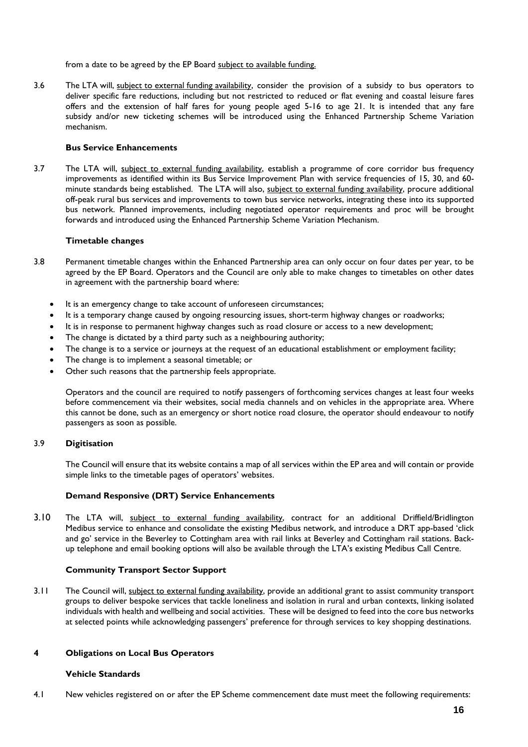from a date to be agreed by the EP Board subject to available funding.

3.6 The LTA will, subject to external funding availability, consider the provision of a subsidy to bus operators to deliver specific fare reductions, including but not restricted to reduced or flat evening and coastal leisure fares offers and the extension of half fares for young people aged 5-16 to age 21. It is intended that any fare subsidy and/or new ticketing schemes will be introduced using the Enhanced Partnership Scheme Variation mechanism.

**Bus Service Enhancements**

3.7 The LTA will, subject to external funding availability, establish a programme of core corridor bus frequency improvements as identified within its Bus Service Improvement Plan with service frequencies of 15, 30, and 60-minute standards being established. The LTA will also, subject to external funding availability, procure additional off-peak rural bus services and improvements to town bus service networks, integrating these into its supported bus network. Planned improvements, including negotiated operator requirements and proc will be brought forwards and introduced using the Enhanced Partnership Scheme Variation Mechanism.

**Timetable changes**

3.8 Permanent timetable changes within the Enhanced Partnership area can only occur on four dates per year, to be agreed by the EP Board. Operators and the Council are only able to make changes to timetables on other dates in agreement with the partnership board where:

- It is an emergency change to take account of unforeseen circumstances;
- It is a temporary change caused by ongoing resourcing issues, short-term highway changes or roadworks;
- It is in response to permanent highway changes such as road closure or access to a new development;
- The change is dictated by a third party such as a neighbouring authority;
- The change is to a service or journeys at the request of an educational establishment or employment facility;
- The change is to implement a seasonal timetable; or
- Other such reasons that the partnership feels appropriate.

Operators and the council are required to notify passengers of forthcoming services changes at least four weeks before commencement via their websites, social media channels and on vehicles in the appropriate area. Where this cannot be done, such as an emergency or short notice road closure, the operator should endeavour to notify passengers as soon as possible.

3.9 **Digitisation**

The Council will ensure that its website contains a map of all services within the EP area and will contain or provide simple links to the timetable pages of operators' websites.

**Demand Responsive (DRT) Service Enhancements**

3.10 The LTA will, subject to external funding availability, contract for an additional Driffield/Bridlington Medibus service to enhance and consolidate the existing Medibus network, and introduce a DRT app-based 'click and go' service in the Beverley to Cottingham area with rail links at Beverley and Cottingham rail stations. Back-up telephone and email booking options will also be available through the LTA's existing Medibus Call Centre.

**Community Transport Sector Support**

3.11 The Council will, subject to external funding availability, provide an additional grant to assist community transport groups to deliver bespoke services that tackle loneliness and isolation in rural and urban contexts, linking isolated individuals with health and wellbeing and social activities. These will be designed to feed into the core bus networks at selected points while acknowledging passengers' preference for through services to key shopping destinations.

## 4 Obligations on Local Bus Operators

**Vehicle Standards**

4.1 New vehicles registered on or after the EP Scheme commencement date must meet the following requirements: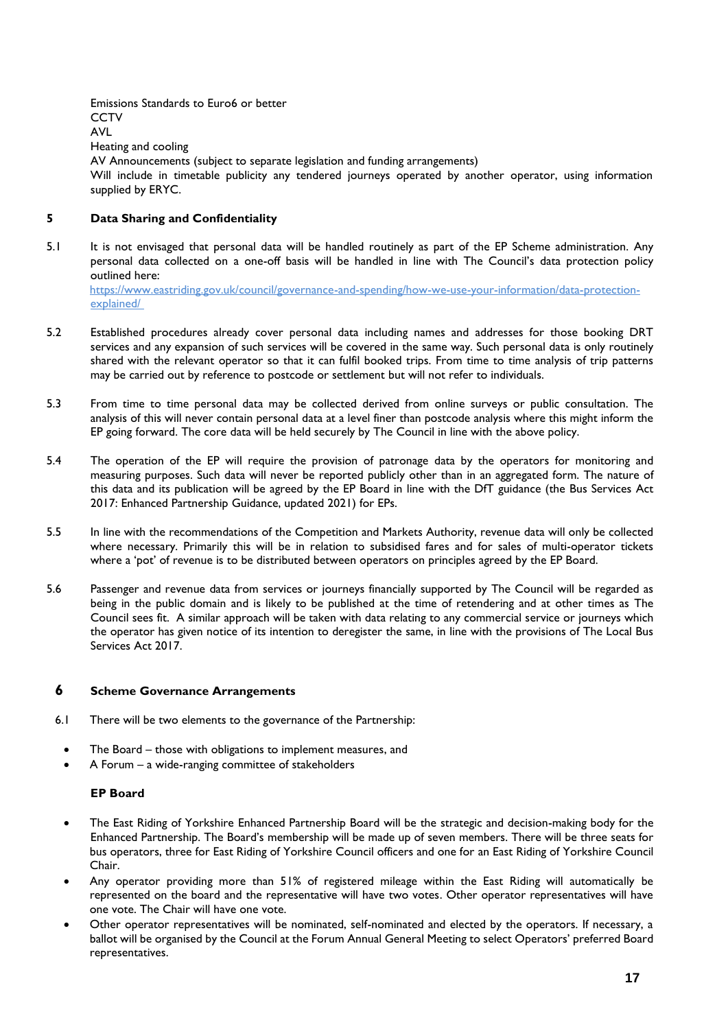Emissions Standards to Euro6 or better
CCTV
AVL
Heating and cooling
AV Announcements (subject to separate legislation and funding arrangements)
Will include in timetable publicity any tendered journeys operated by another operator, using information supplied by ERYC.

## 5 Data Sharing and Confidentiality

5.1 It is not envisaged that personal data will be handled routinely as part of the EP Scheme administration. Any personal data collected on a one-off basis will be handled in line with The Council's data protection policy outlined here:
https://www.eastriding.gov.uk/council/governance-and-spending/how-we-use-your-information/data-protection-explained/

5.2 Established procedures already cover personal data including names and addresses for those booking DRT services and any expansion of such services will be covered in the same way. Such personal data is only routinely shared with the relevant operator so that it can fulfil booked trips. From time to time analysis of trip patterns may be carried out by reference to postcode or settlement but will not refer to individuals.

5.3 From time to time personal data may be collected derived from online surveys or public consultation. The analysis of this will never contain personal data at a level finer than postcode analysis where this might inform the EP going forward. The core data will be held securely by The Council in line with the above policy.

5.4 The operation of the EP will require the provision of patronage data by the operators for monitoring and measuring purposes. Such data will never be reported publicly other than in an aggregated form. The nature of this data and its publication will be agreed by the EP Board in line with the DfT guidance (the Bus Services Act 2017: Enhanced Partnership Guidance, updated 2021) for EPs.

5.5 In line with the recommendations of the Competition and Markets Authority, revenue data will only be collected where necessary. Primarily this will be in relation to subsidised fares and for sales of multi-operator tickets where a 'pot' of revenue is to be distributed between operators on principles agreed by the EP Board.

5.6 Passenger and revenue data from services or journeys financially supported by The Council will be regarded as being in the public domain and is likely to be published at the time of retendering and at other times as The Council sees fit. A similar approach will be taken with data relating to any commercial service or journeys which the operator has given notice of its intention to deregister the same, in line with the provisions of The Local Bus Services Act 2017.

## 6 Scheme Governance Arrangements

6.1 There will be two elements to the governance of the Partnership:

- The Board – those with obligations to implement measures, and
- A Forum – a wide-ranging committee of stakeholders

**EP Board**

- The East Riding of Yorkshire Enhanced Partnership Board will be the strategic and decision-making body for the Enhanced Partnership. The Board's membership will be made up of seven members. There will be three seats for bus operators, three for East Riding of Yorkshire Council officers and one for an East Riding of Yorkshire Council Chair.
- Any operator providing more than 51% of registered mileage within the East Riding will automatically be represented on the board and the representative will have two votes. Other operator representatives will have one vote. The Chair will have one vote.
- Other operator representatives will be nominated, self-nominated and elected by the operators. If necessary, a ballot will be organised by the Council at the Forum Annual General Meeting to select Operators' preferred Board representatives.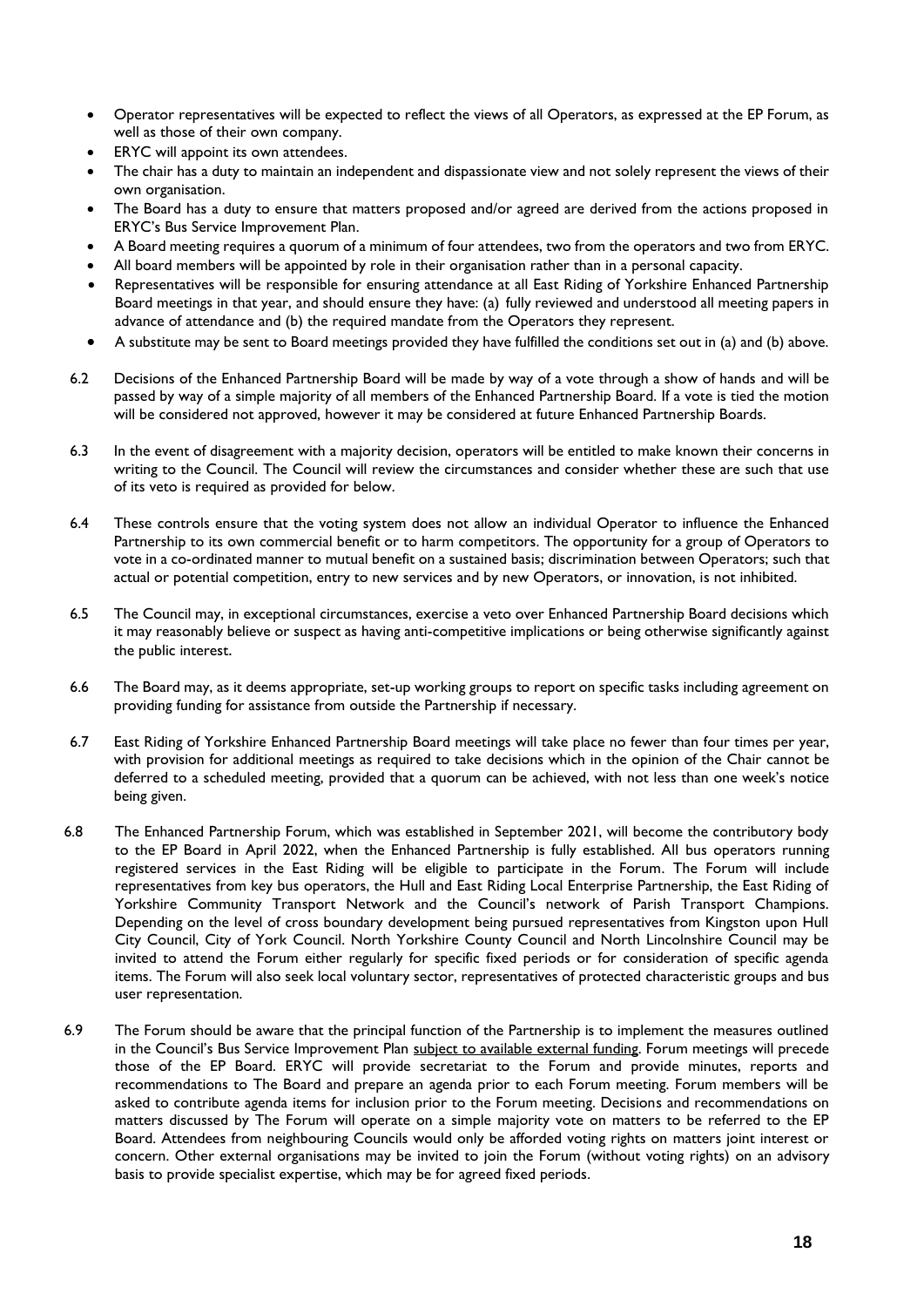- Operator representatives will be expected to reflect the views of all Operators, as expressed at the EP Forum, as well as those of their own company.
- ERYC will appoint its own attendees.
- The chair has a duty to maintain an independent and dispassionate view and not solely represent the views of their own organisation.
- The Board has a duty to ensure that matters proposed and/or agreed are derived from the actions proposed in ERYC's Bus Service Improvement Plan.
- A Board meeting requires a quorum of a minimum of four attendees, two from the operators and two from ERYC.
- All board members will be appointed by role in their organisation rather than in a personal capacity.
- Representatives will be responsible for ensuring attendance at all East Riding of Yorkshire Enhanced Partnership Board meetings in that year, and should ensure they have: (a) fully reviewed and understood all meeting papers in advance of attendance and (b) the required mandate from the Operators they represent.
- A substitute may be sent to Board meetings provided they have fulfilled the conditions set out in (a) and (b) above.

6.2 Decisions of the Enhanced Partnership Board will be made by way of a vote through a show of hands and will be passed by way of a simple majority of all members of the Enhanced Partnership Board. If a vote is tied the motion will be considered not approved, however it may be considered at future Enhanced Partnership Boards.

6.3 In the event of disagreement with a majority decision, operators will be entitled to make known their concerns in writing to the Council. The Council will review the circumstances and consider whether these are such that use of its veto is required as provided for below.

6.4 These controls ensure that the voting system does not allow an individual Operator to influence the Enhanced Partnership to its own commercial benefit or to harm competitors. The opportunity for a group of Operators to vote in a co-ordinated manner to mutual benefit on a sustained basis; discrimination between Operators; such that actual or potential competition, entry to new services and by new Operators, or innovation, is not inhibited.

6.5 The Council may, in exceptional circumstances, exercise a veto over Enhanced Partnership Board decisions which it may reasonably believe or suspect as having anti-competitive implications or being otherwise significantly against the public interest.

6.6 The Board may, as it deems appropriate, set-up working groups to report on specific tasks including agreement on providing funding for assistance from outside the Partnership if necessary.

6.7 East Riding of Yorkshire Enhanced Partnership Board meetings will take place no fewer than four times per year, with provision for additional meetings as required to take decisions which in the opinion of the Chair cannot be deferred to a scheduled meeting, provided that a quorum can be achieved, with not less than one week's notice being given.

6.8 The Enhanced Partnership Forum, which was established in September 2021, will become the contributory body to the EP Board in April 2022, when the Enhanced Partnership is fully established. All bus operators running registered services in the East Riding will be eligible to participate in the Forum. The Forum will include representatives from key bus operators, the Hull and East Riding Local Enterprise Partnership, the East Riding of Yorkshire Community Transport Network and the Council's network of Parish Transport Champions. Depending on the level of cross boundary development being pursued representatives from Kingston upon Hull City Council, City of York Council. North Yorkshire County Council and North Lincolnshire Council may be invited to attend the Forum either regularly for specific fixed periods or for consideration of specific agenda items. The Forum will also seek local voluntary sector, representatives of protected characteristic groups and bus user representation.

6.9 The Forum should be aware that the principal function of the Partnership is to implement the measures outlined in the Council's Bus Service Improvement Plan <u>subject to available external funding</u>. Forum meetings will precede those of the EP Board. ERYC will provide secretariat to the Forum and provide minutes, reports and recommendations to The Board and prepare an agenda prior to each Forum meeting. Forum members will be asked to contribute agenda items for inclusion prior to the Forum meeting. Decisions and recommendations on matters discussed by The Forum will operate on a simple majority vote on matters to be referred to the EP Board. Attendees from neighbouring Councils would only be afforded voting rights on matters joint interest or concern. Other external organisations may be invited to join the Forum (without voting rights) on an advisory basis to provide specialist expertise, which may be for agreed fixed periods.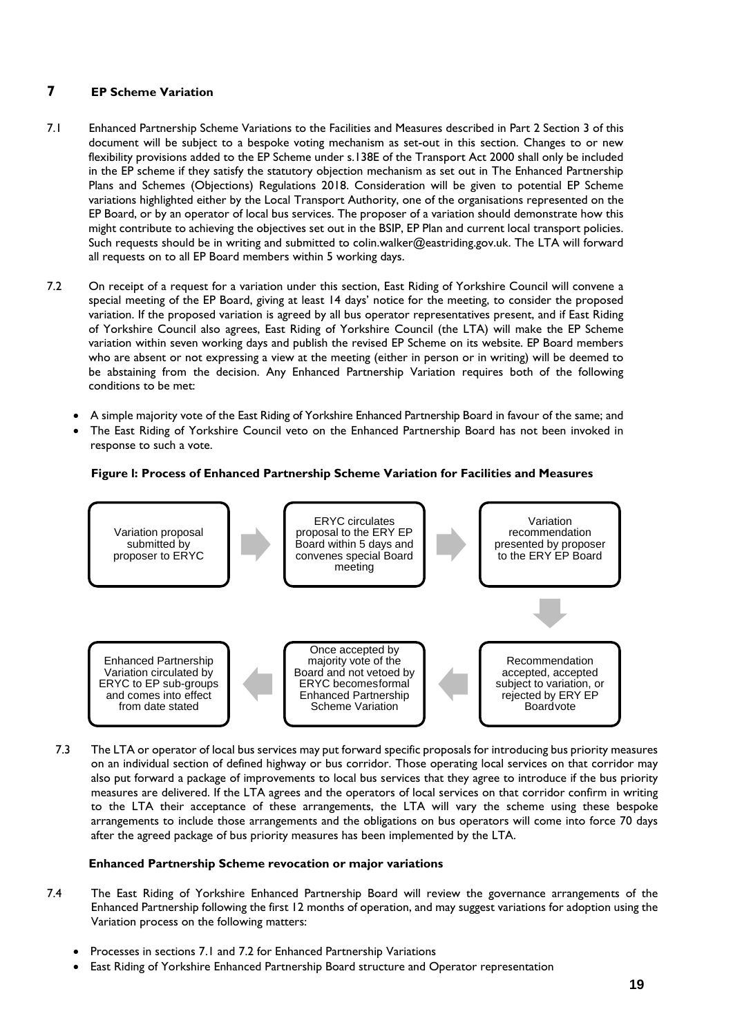## 7 EP Scheme Variation

7.1 Enhanced Partnership Scheme Variations to the Facilities and Measures described in Part 2 Section 3 of this document will be subject to a bespoke voting mechanism as set-out in this section. Changes to or new flexibility provisions added to the EP Scheme under s.138E of the Transport Act 2000 shall only be included in the EP scheme if they satisfy the statutory objection mechanism as set out in The Enhanced Partnership Plans and Schemes (Objections) Regulations 2018. Consideration will be given to potential EP Scheme variations highlighted either by the Local Transport Authority, one of the organisations represented on the EP Board, or by an operator of local bus services. The proposer of a variation should demonstrate how this might contribute to achieving the objectives set out in the BSIP, EP Plan and current local transport policies. Such requests should be in writing and submitted to colin.walker@eastriding.gov.uk. The LTA will forward all requests on to all EP Board members within 5 working days.

7.2 On receipt of a request for a variation under this section, East Riding of Yorkshire Council will convene a special meeting of the EP Board, giving at least 14 days' notice for the meeting, to consider the proposed variation. If the proposed variation is agreed by all bus operator representatives present, and if East Riding of Yorkshire Council also agrees, East Riding of Yorkshire Council (the LTA) will make the EP Scheme variation within seven working days and publish the revised EP Scheme on its website. EP Board members who are absent or not expressing a view at the meeting (either in person or in writing) will be deemed to be abstaining from the decision. Any Enhanced Partnership Variation requires both of the following conditions to be met:

- A simple majority vote of the East Riding of Yorkshire Enhanced Partnership Board in favour of the same; and
- The East Riding of Yorkshire Council veto on the Enhanced Partnership Board has not been invoked in response to such a vote.

**Figure I: Process of Enhanced Partnership Scheme Variation for Facilities and Measures**

Variation proposal submitted by proposer to ERYC → ERYC circulates proposal to the ERY EP Board within 5 days and convenes special Board meeting → Variation recommendation presented by proposer to the ERY EP Board → Recommendation accepted, accepted subject to variation, or rejected by ERY EP Boardvote → Once accepted by majority vote of the Board and not vetoed by ERYC becomesformal Enhanced Partnership Scheme Variation → Enhanced Partnership Variation circulated by ERYC to EP sub-groups and comes into effect from date stated

7.3 The LTA or operator of local bus services may put forward specific proposals for introducing bus priority measures on an individual section of defined highway or bus corridor. Those operating local services on that corridor may also put forward a package of improvements to local bus services that they agree to introduce if the bus priority measures are delivered. If the LTA agrees and the operators of local services on that corridor confirm in writing to the LTA their acceptance of these arrangements, the LTA will vary the scheme using these bespoke arrangements to include those arrangements and the obligations on bus operators will come into force 70 days after the agreed package of bus priority measures has been implemented by the LTA.

### Enhanced Partnership Scheme revocation or major variations

7.4 The East Riding of Yorkshire Enhanced Partnership Board will review the governance arrangements of the Enhanced Partnership following the first 12 months of operation, and may suggest variations for adoption using the Variation process on the following matters:

- Processes in sections 7.1 and 7.2 for Enhanced Partnership Variations
- East Riding of Yorkshire Enhanced Partnership Board structure and Operator representation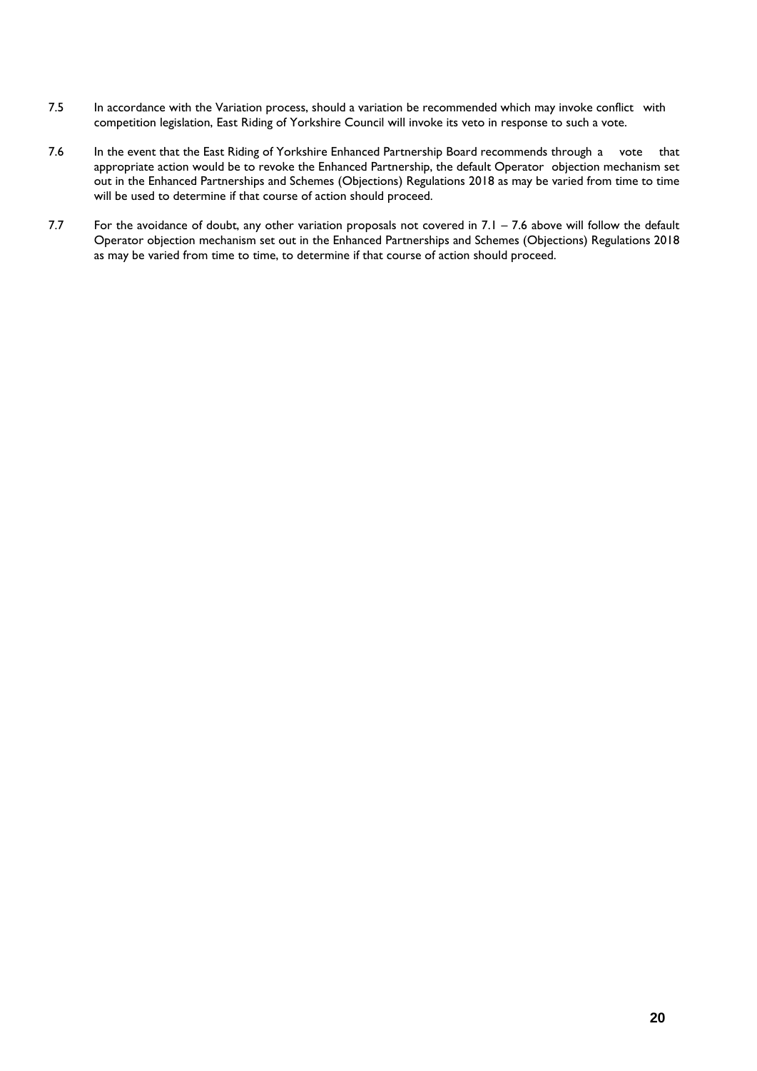7.5 In accordance with the Variation process, should a variation be recommended which may invoke conflict with competition legislation, East Riding of Yorkshire Council will invoke its veto in response to such a vote.

7.6 In the event that the East Riding of Yorkshire Enhanced Partnership Board recommends through a vote that appropriate action would be to revoke the Enhanced Partnership, the default Operator objection mechanism set out in the Enhanced Partnerships and Schemes (Objections) Regulations 2018 as may be varied from time to time will be used to determine if that course of action should proceed.

7.7 For the avoidance of doubt, any other variation proposals not covered in 7.1 – 7.6 above will follow the default Operator objection mechanism set out in the Enhanced Partnerships and Schemes (Objections) Regulations 2018 as may be varied from time to time, to determine if that course of action should proceed.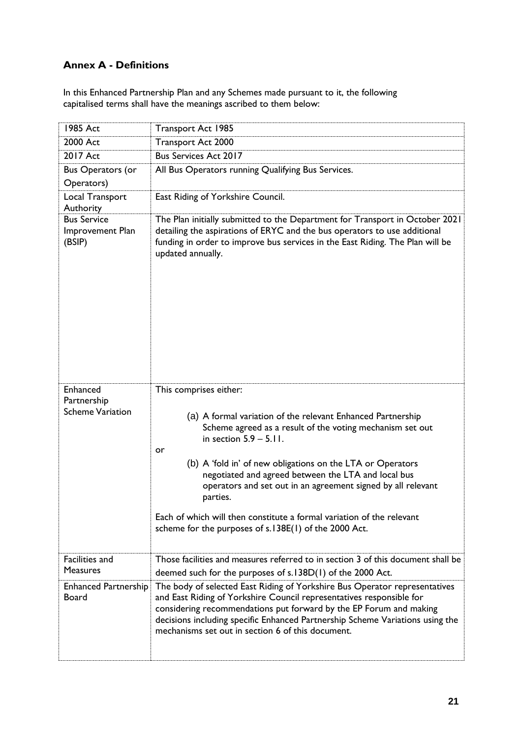## Annex A - Definitions

In this Enhanced Partnership Plan and any Schemes made pursuant to it, the following capitalised terms shall have the meanings ascribed to them below:

| | |
|---|---|
| 1985 Act | Transport Act 1985 |
| 2000 Act | Transport Act 2000 |
| 2017 Act | Bus Services Act 2017 |
| Bus Operators (or Operators) | All Bus Operators running Qualifying Bus Services. |
| Local Transport Authority | East Riding of Yorkshire Council. |
| Bus Service Improvement Plan (BSIP) | The Plan initially submitted to the Department for Transport in October 2021 detailing the aspirations of ERYC and the bus operators to use additional funding in order to improve bus services in the East Riding. The Plan will be updated annually. |
| Enhanced Partnership Scheme Variation | This comprises either:<br><br>(a) A formal variation of the relevant Enhanced Partnership Scheme agreed as a result of the voting mechanism set out in section 5.9 – 5.11.<br><br>or<br><br>(b) A 'fold in' of new obligations on the LTA or Operators negotiated and agreed between the LTA and local bus operators and set out in an agreement signed by all relevant parties.<br><br>Each of which will then constitute a formal variation of the relevant scheme for the purposes of s.138E(1) of the 2000 Act. |
| Facilities and Measures | Those facilities and measures referred to in section 3 of this document shall be deemed such for the purposes of s.138D(1) of the 2000 Act. |
| Enhanced Partnership Board | The body of selected East Riding of Yorkshire Bus Operator representatives and East Riding of Yorkshire Council representatives responsible for considering recommendations put forward by the EP Forum and making decisions including specific Enhanced Partnership Scheme Variations using the mechanisms set out in section 6 of this document. |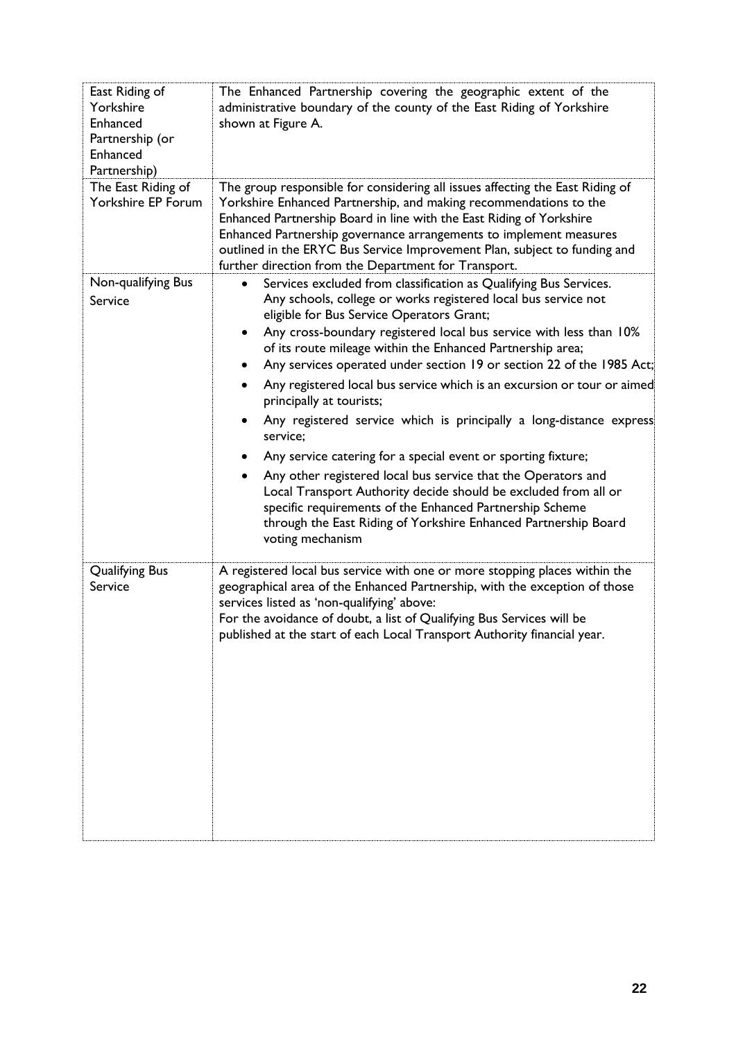| | |
|---|---|
| East Riding of Yorkshire Enhanced Partnership (or Enhanced Partnership) | The Enhanced Partnership covering the geographic extent of the administrative boundary of the county of the East Riding of Yorkshire shown at Figure A. |
| The East Riding of Yorkshire EP Forum | The group responsible for considering all issues affecting the East Riding of Yorkshire Enhanced Partnership, and making recommendations to the Enhanced Partnership Board in line with the East Riding of Yorkshire Enhanced Partnership governance arrangements to implement measures outlined in the ERYC Bus Service Improvement Plan, subject to funding and further direction from the Department for Transport. |
| Non-qualifying Bus Service | • Services excluded from classification as Qualifying Bus Services. Any schools, college or works registered local bus service not eligible for Bus Service Operators Grant;<br>• Any cross-boundary registered local bus service with less than 10% of its route mileage within the Enhanced Partnership area;<br>• Any services operated under section 19 or section 22 of the 1985 Act;<br>• Any registered local bus service which is an excursion or tour or aimed principally at tourists;<br>• Any registered service which is principally a long-distance express service;<br>• Any service catering for a special event or sporting fixture;<br>• Any other registered local bus service that the Operators and Local Transport Authority decide should be excluded from all or specific requirements of the Enhanced Partnership Scheme through the East Riding of Yorkshire Enhanced Partnership Board voting mechanism |
| Qualifying Bus Service | A registered local bus service with one or more stopping places within the geographical area of the Enhanced Partnership, with the exception of those services listed as 'non-qualifying' above:<br>For the avoidance of doubt, a list of Qualifying Bus Services will be published at the start of each Local Transport Authority financial year. |